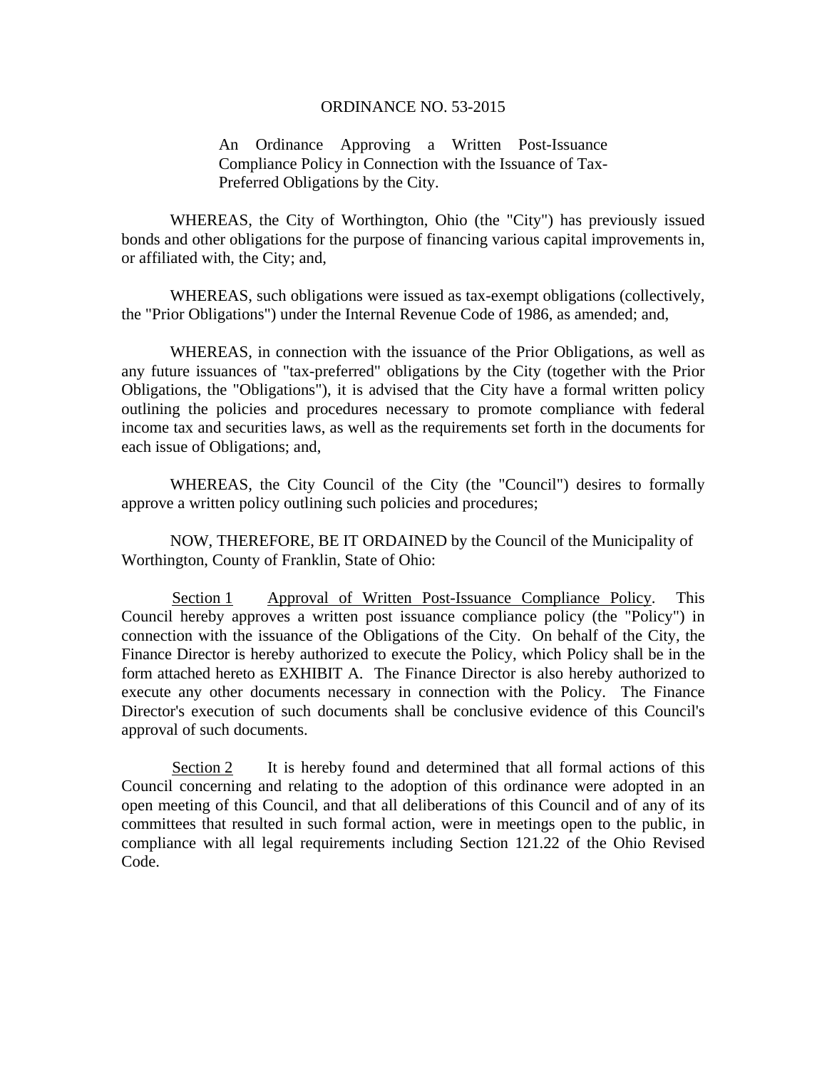# ORDINANCE NO. 53-2015

An Ordinance Approving a Written Post-Issuance Compliance Policy in Connection with the Issuance of Tax-Preferred Obligations by the City.

WHEREAS, the City of Worthington, Ohio (the "City") has previously issued bonds and other obligations for the purpose of financing various capital improvements in, or affiliated with, the City; and,

WHEREAS, such obligations were issued as tax-exempt obligations (collectively, the "Prior Obligations") under the Internal Revenue Code of 1986, as amended; and,

WHEREAS, in connection with the issuance of the Prior Obligations, as well as any future issuances of "tax-preferred" obligations by the City (together with the Prior Obligations, the "Obligations"), it is advised that the City have a formal written policy outlining the policies and procedures necessary to promote compliance with federal income tax and securities laws, as well as the requirements set forth in the documents for each issue of Obligations; and,

WHEREAS, the City Council of the City (the "Council") desires to formally approve a written policy outlining such policies and procedures;

NOW, THEREFORE, BE IT ORDAINED by the Council of the Municipality of Worthington, County of Franklin, State of Ohio:

Section 1 Approval of Written Post-Issuance Compliance Policy. This Council hereby approves a written post issuance compliance policy (the "Policy") in connection with the issuance of the Obligations of the City. On behalf of the City, the Finance Director is hereby authorized to execute the Policy, which Policy shall be in the form attached hereto as EXHIBIT A. The Finance Director is also hereby authorized to execute any other documents necessary in connection with the Policy. The Finance Director's execution of such documents shall be conclusive evidence of this Council's approval of such documents.

Section 2 It is hereby found and determined that all formal actions of this Council concerning and relating to the adoption of this ordinance were adopted in an open meeting of this Council, and that all deliberations of this Council and of any of its committees that resulted in such formal action, were in meetings open to the public, in compliance with all legal requirements including Section 121.22 of the Ohio Revised Code.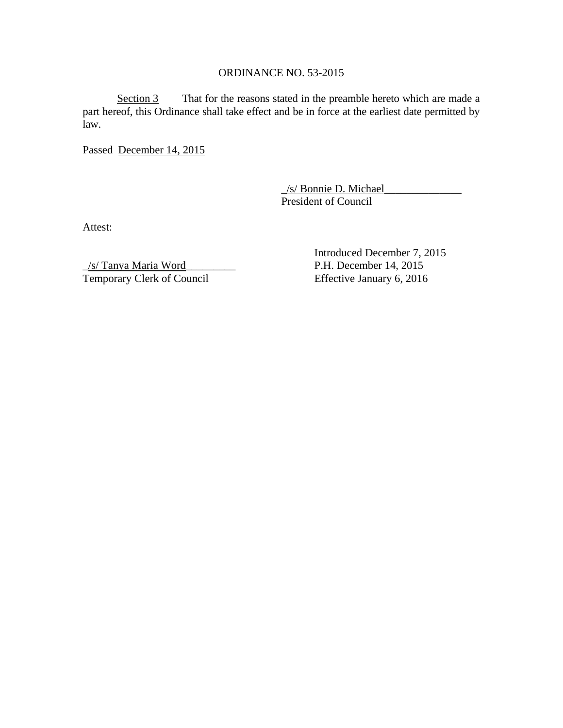ORDINANCE NO. 53-2015

Section 3 That for the reasons stated in the preamble hereto which are made a part hereof, this Ordinance shall take effect and be in force at the earliest date permitted by law.

Passed December 14, 2015

_/s/ Bonnie D. Michael______________
President of Council

Attest:

_/s/ Tanya Maria Word_________
Temporary Clerk of Council

Introduced December 7, 2015
P.H. December 14, 2015
Effective January 6, 2016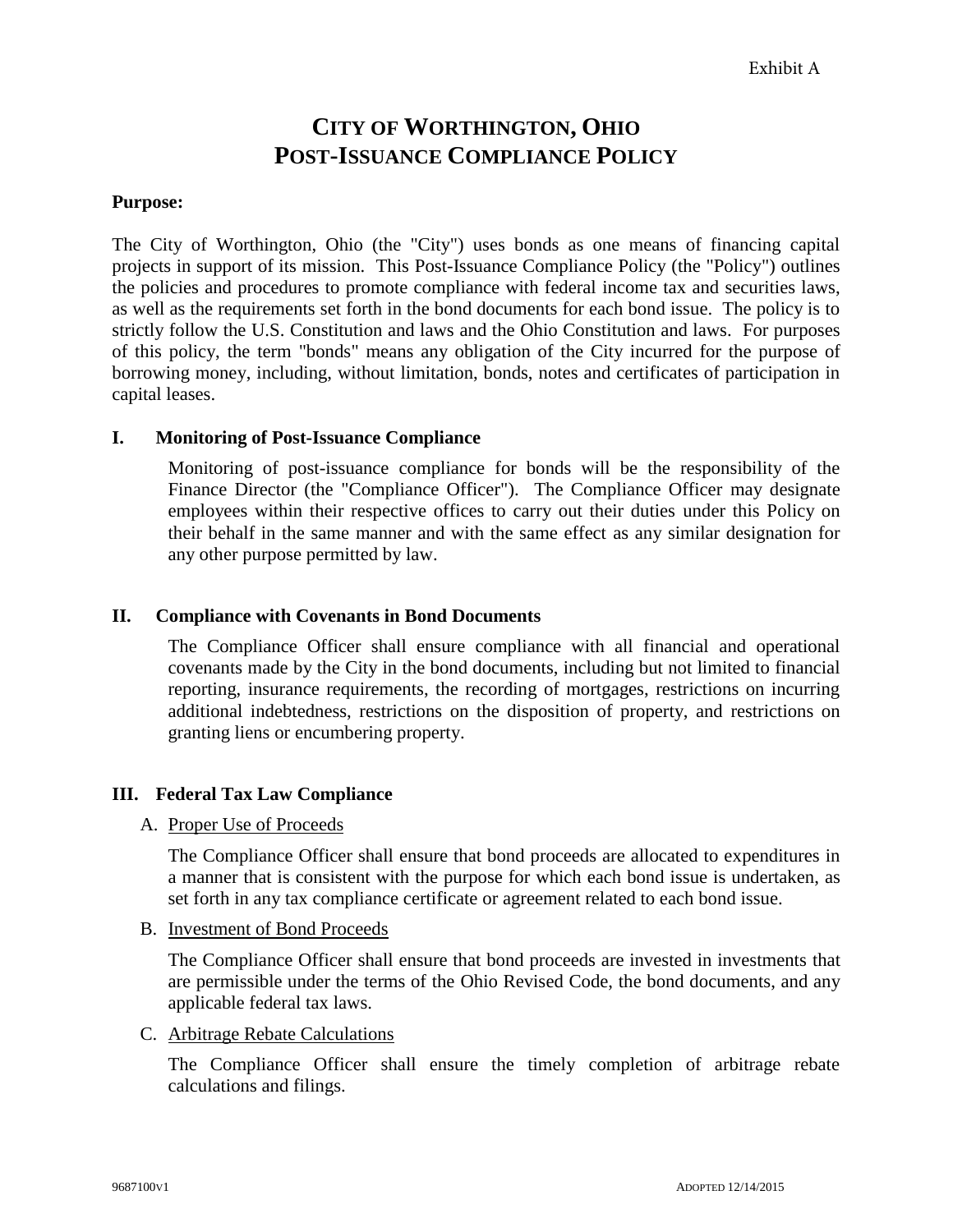Exhibit A

# CITY OF WORTHINGTON, OHIO
# POST-ISSUANCE COMPLIANCE POLICY

**Purpose:**

The City of Worthington, Ohio (the "City") uses bonds as one means of financing capital projects in support of its mission. This Post-Issuance Compliance Policy (the "Policy") outlines the policies and procedures to promote compliance with federal income tax and securities laws, as well as the requirements set forth in the bond documents for each bond issue. The policy is to strictly follow the U.S. Constitution and laws and the Ohio Constitution and laws. For purposes of this policy, the term "bonds" means any obligation of the City incurred for the purpose of borrowing money, including, without limitation, bonds, notes and certificates of participation in capital leases.

## I. Monitoring of Post-Issuance Compliance

Monitoring of post-issuance compliance for bonds will be the responsibility of the Finance Director (the "Compliance Officer"). The Compliance Officer may designate employees within their respective offices to carry out their duties under this Policy on their behalf in the same manner and with the same effect as any similar designation for any other purpose permitted by law.

## II. Compliance with Covenants in Bond Documents

The Compliance Officer shall ensure compliance with all financial and operational covenants made by the City in the bond documents, including but not limited to financial reporting, insurance requirements, the recording of mortgages, restrictions on incurring additional indebtedness, restrictions on the disposition of property, and restrictions on granting liens or encumbering property.

## III. Federal Tax Law Compliance

### A. Proper Use of Proceeds

The Compliance Officer shall ensure that bond proceeds are allocated to expenditures in a manner that is consistent with the purpose for which each bond issue is undertaken, as set forth in any tax compliance certificate or agreement related to each bond issue.

### B. Investment of Bond Proceeds

The Compliance Officer shall ensure that bond proceeds are invested in investments that are permissible under the terms of the Ohio Revised Code, the bond documents, and any applicable federal tax laws.

### C. Arbitrage Rebate Calculations

The Compliance Officer shall ensure the timely completion of arbitrage rebate calculations and filings.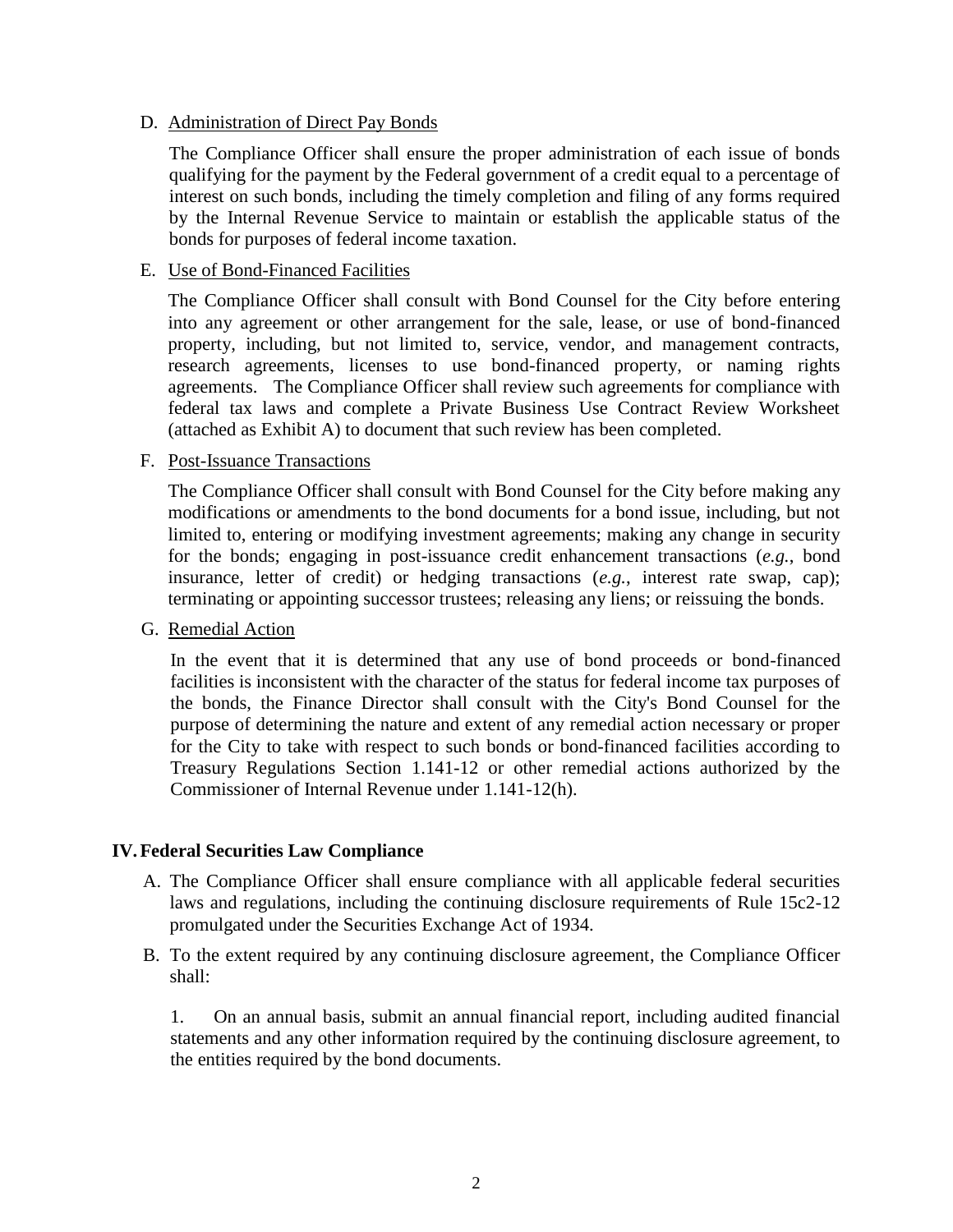D. Administration of Direct Pay Bonds

The Compliance Officer shall ensure the proper administration of each issue of bonds qualifying for the payment by the Federal government of a credit equal to a percentage of interest on such bonds, including the timely completion and filing of any forms required by the Internal Revenue Service to maintain or establish the applicable status of the bonds for purposes of federal income taxation.

E. Use of Bond-Financed Facilities

The Compliance Officer shall consult with Bond Counsel for the City before entering into any agreement or other arrangement for the sale, lease, or use of bond-financed property, including, but not limited to, service, vendor, and management contracts, research agreements, licenses to use bond-financed property, or naming rights agreements. The Compliance Officer shall review such agreements for compliance with federal tax laws and complete a Private Business Use Contract Review Worksheet (attached as Exhibit A) to document that such review has been completed.

F. Post-Issuance Transactions

The Compliance Officer shall consult with Bond Counsel for the City before making any modifications or amendments to the bond documents for a bond issue, including, but not limited to, entering or modifying investment agreements; making any change in security for the bonds; engaging in post-issuance credit enhancement transactions (*e.g.*, bond insurance, letter of credit) or hedging transactions (*e.g.*, interest rate swap, cap); terminating or appointing successor trustees; releasing any liens; or reissuing the bonds.

G. Remedial Action

In the event that it is determined that any use of bond proceeds or bond-financed facilities is inconsistent with the character of the status for federal income tax purposes of the bonds, the Finance Director shall consult with the City's Bond Counsel for the purpose of determining the nature and extent of any remedial action necessary or proper for the City to take with respect to such bonds or bond-financed facilities according to Treasury Regulations Section 1.141-12 or other remedial actions authorized by the Commissioner of Internal Revenue under 1.141-12(h).

## IV. Federal Securities Law Compliance

A. The Compliance Officer shall ensure compliance with all applicable federal securities laws and regulations, including the continuing disclosure requirements of Rule 15c2-12 promulgated under the Securities Exchange Act of 1934.

B. To the extent required by any continuing disclosure agreement, the Compliance Officer shall:

1. On an annual basis, submit an annual financial report, including audited financial statements and any other information required by the continuing disclosure agreement, to the entities required by the bond documents.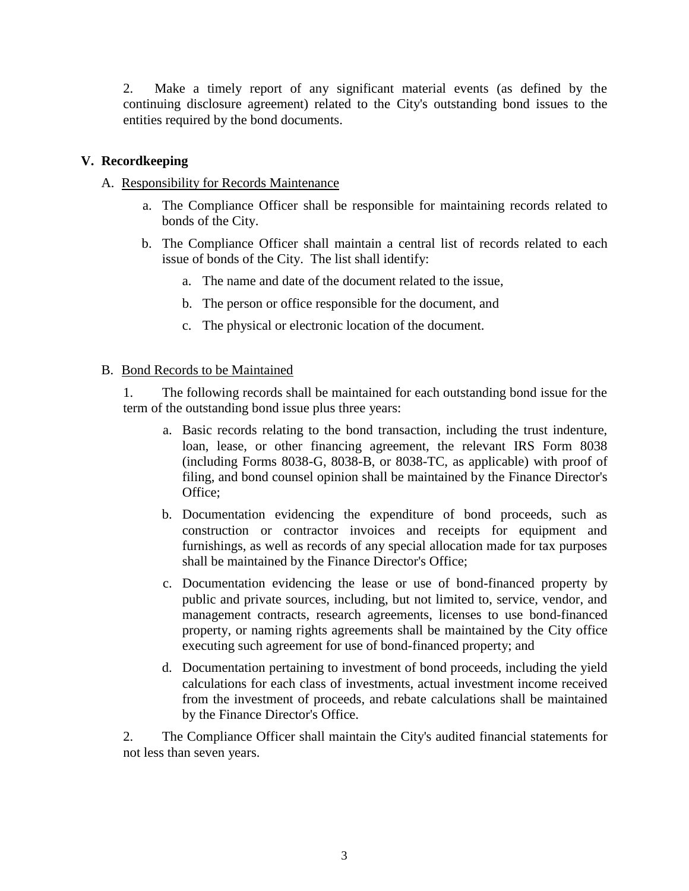2. Make a timely report of any significant material events (as defined by the continuing disclosure agreement) related to the City's outstanding bond issues to the entities required by the bond documents.

## V. Recordkeeping

A. Responsibility for Records Maintenance

a. The Compliance Officer shall be responsible for maintaining records related to bonds of the City.

b. The Compliance Officer shall maintain a central list of records related to each issue of bonds of the City. The list shall identify:

   a. The name and date of the document related to the issue,

   b. The person or office responsible for the document, and

   c. The physical or electronic location of the document.

B. Bond Records to be Maintained

1. The following records shall be maintained for each outstanding bond issue for the term of the outstanding bond issue plus three years:

   a. Basic records relating to the bond transaction, including the trust indenture, loan, lease, or other financing agreement, the relevant IRS Form 8038 (including Forms 8038-G, 8038-B, or 8038-TC, as applicable) with proof of filing, and bond counsel opinion shall be maintained by the Finance Director's Office;

   b. Documentation evidencing the expenditure of bond proceeds, such as construction or contractor invoices and receipts for equipment and furnishings, as well as records of any special allocation made for tax purposes shall be maintained by the Finance Director's Office;

   c. Documentation evidencing the lease or use of bond-financed property by public and private sources, including, but not limited to, service, vendor, and management contracts, research agreements, licenses to use bond-financed property, or naming rights agreements shall be maintained by the City office executing such agreement for use of bond-financed property; and

   d. Documentation pertaining to investment of bond proceeds, including the yield calculations for each class of investments, actual investment income received from the investment of proceeds, and rebate calculations shall be maintained by the Finance Director's Office.

2. The Compliance Officer shall maintain the City's audited financial statements for not less than seven years.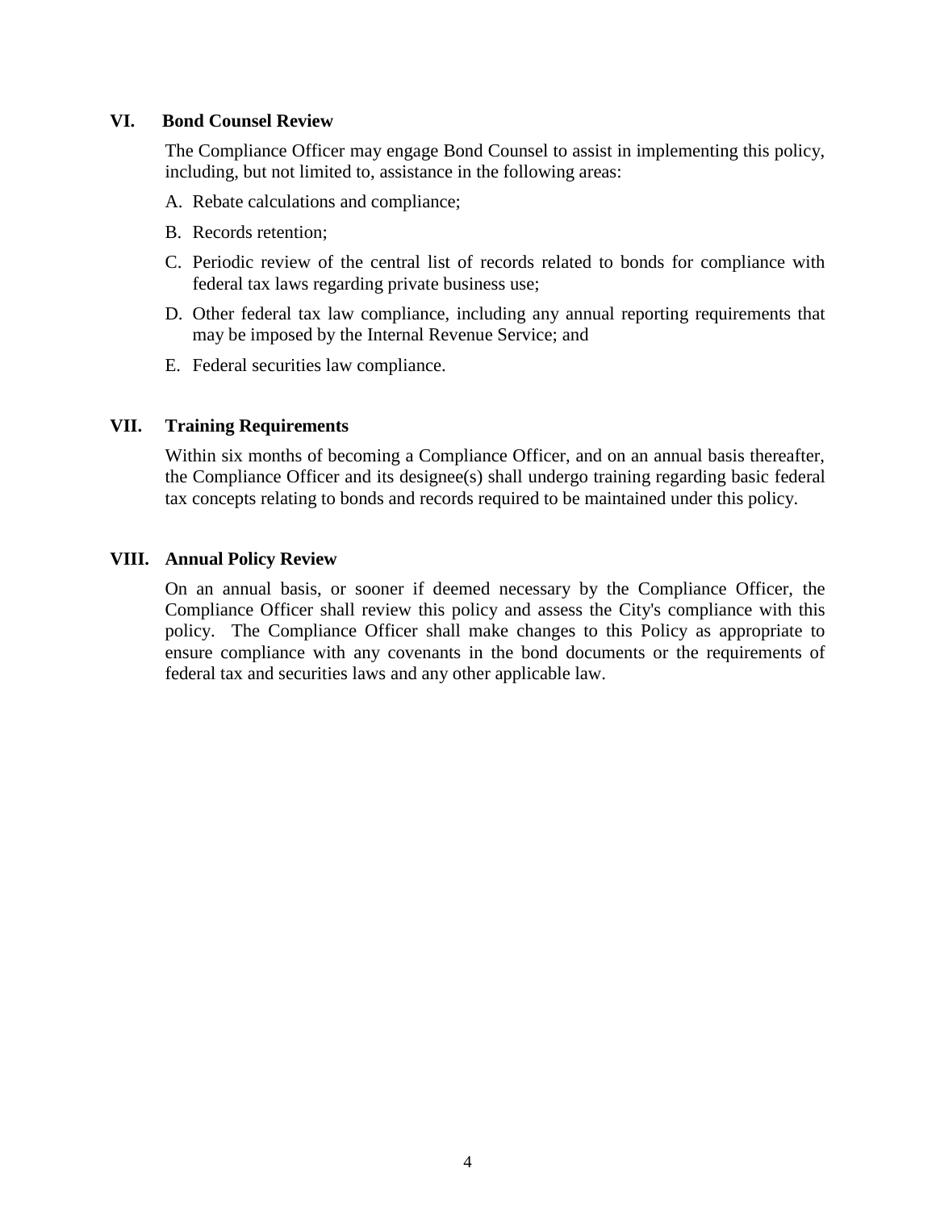## VI. Bond Counsel Review

The Compliance Officer may engage Bond Counsel to assist in implementing this policy, including, but not limited to, assistance in the following areas:

A. Rebate calculations and compliance;

B. Records retention;

C. Periodic review of the central list of records related to bonds for compliance with federal tax laws regarding private business use;

D. Other federal tax law compliance, including any annual reporting requirements that may be imposed by the Internal Revenue Service; and

E. Federal securities law compliance.

## VII. Training Requirements

Within six months of becoming a Compliance Officer, and on an annual basis thereafter, the Compliance Officer and its designee(s) shall undergo training regarding basic federal tax concepts relating to bonds and records required to be maintained under this policy.

## VIII. Annual Policy Review

On an annual basis, or sooner if deemed necessary by the Compliance Officer, the Compliance Officer shall review this policy and assess the City's compliance with this policy. The Compliance Officer shall make changes to this Policy as appropriate to ensure compliance with any covenants in the bond documents or the requirements of federal tax and securities laws and any other applicable law.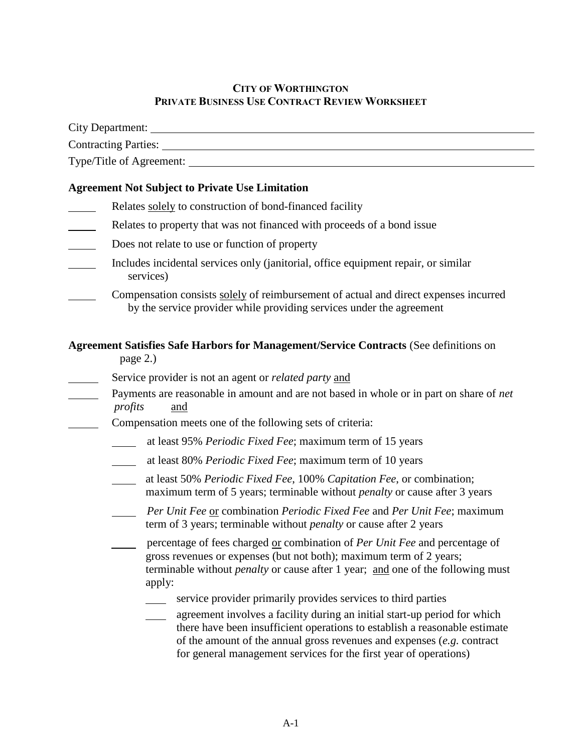**CITY OF WORTHINGTON**
**PRIVATE BUSINESS USE CONTRACT REVIEW WORKSHEET**

City Department: ______________________________________________

Contracting Parties: ______________________________________________

Type/Title of Agreement: ______________________________________________

**Agreement Not Subject to Private Use Limitation**

_____ Relates solely to construction of bond-financed facility

_____ Relates to property that was not financed with proceeds of a bond issue

_____ Does not relate to use or function of property

_____ Includes incidental services only (janitorial, office equipment repair, or similar services)

_____ Compensation consists solely of reimbursement of actual and direct expenses incurred by the service provider while providing services under the agreement

**Agreement Satisfies Safe Harbors for Management/Service Contracts** (See definitions on page 2.)

_____ Service provider is not an agent or *related party* and

_____ Payments are reasonable in amount and are not based in whole or in part on share of *net profits* and

_____ Compensation meets one of the following sets of criteria:

- _____ at least 95% *Periodic Fixed Fee*; maximum term of 15 years
- _____ at least 80% *Periodic Fixed Fee*; maximum term of 10 years
- _____ at least 50% *Periodic Fixed Fee*, 100% *Capitation Fee*, or combination; maximum term of 5 years; terminable without *penalty* or cause after 3 years
- _____ *Per Unit Fee* or combination *Periodic Fixed Fee* and *Per Unit Fee*; maximum term of 3 years; terminable without *penalty* or cause after 2 years
- _____ percentage of fees charged or combination of *Per Unit Fee* and percentage of gross revenues or expenses (but not both); maximum term of 2 years; terminable without *penalty* or cause after 1 year; and one of the following must apply:
  - _____ service provider primarily provides services to third parties
  - _____ agreement involves a facility during an initial start-up period for which there have been insufficient operations to establish a reasonable estimate of the amount of the annual gross revenues and expenses (*e.g.* contract for general management services for the first year of operations)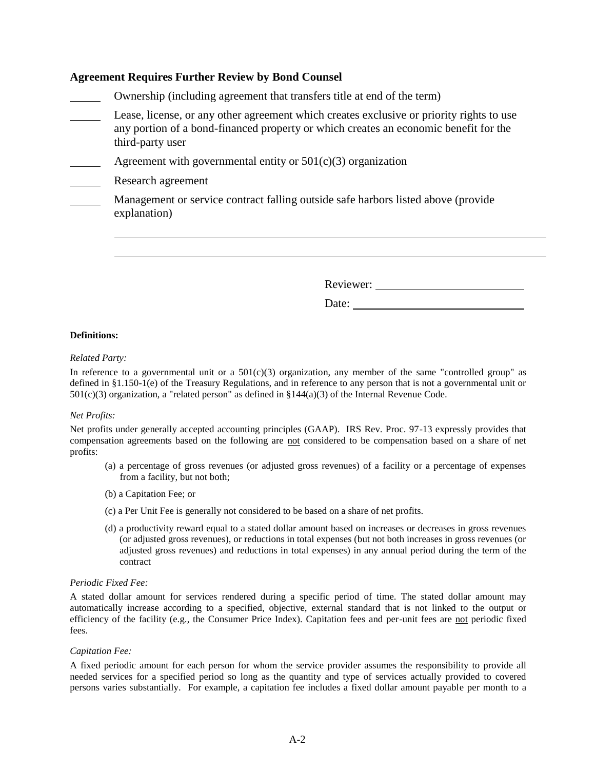### Agreement Requires Further Review by Bond Counsel

______ Ownership (including agreement that transfers title at end of the term)

______ Lease, license, or any other agreement which creates exclusive or priority rights to use any portion of a bond-financed property or which creates an economic benefit for the third-party user

______ Agreement with governmental entity or 501(c)(3) organization

______ Research agreement

______ Management or service contract falling outside safe harbors listed above (provide explanation)

________________________________________________________________________

________________________________________________________________________

Reviewer: ______________________

Date: __________________________

**Definitions:**

*Related Party:*

In reference to a governmental unit or a 501(c)(3) organization, any member of the same "controlled group" as defined in §1.150-1(e) of the Treasury Regulations, and in reference to any person that is not a governmental unit or 501(c)(3) organization, a "related person" as defined in §144(a)(3) of the Internal Revenue Code.

*Net Profits:*

Net profits under generally accepted accounting principles (GAAP). IRS Rev. Proc. 97-13 expressly provides that compensation agreements based on the following are not considered to be compensation based on a share of net profits:

(a) a percentage of gross revenues (or adjusted gross revenues) of a facility or a percentage of expenses from a facility, but not both;

(b) a Capitation Fee; or

(c) a Per Unit Fee is generally not considered to be based on a share of net profits.

(d) a productivity reward equal to a stated dollar amount based on increases or decreases in gross revenues (or adjusted gross revenues), or reductions in total expenses (but not both increases in gross revenues (or adjusted gross revenues) and reductions in total expenses) in any annual period during the term of the contract

*Periodic Fixed Fee:*

A stated dollar amount for services rendered during a specific period of time. The stated dollar amount may automatically increase according to a specified, objective, external standard that is not linked to the output or efficiency of the facility (e.g., the Consumer Price Index). Capitation fees and per-unit fees are not periodic fixed fees.

*Capitation Fee:*

A fixed periodic amount for each person for whom the service provider assumes the responsibility to provide all needed services for a specified period so long as the quantity and type of services actually provided to covered persons varies substantially. For example, a capitation fee includes a fixed dollar amount payable per month to a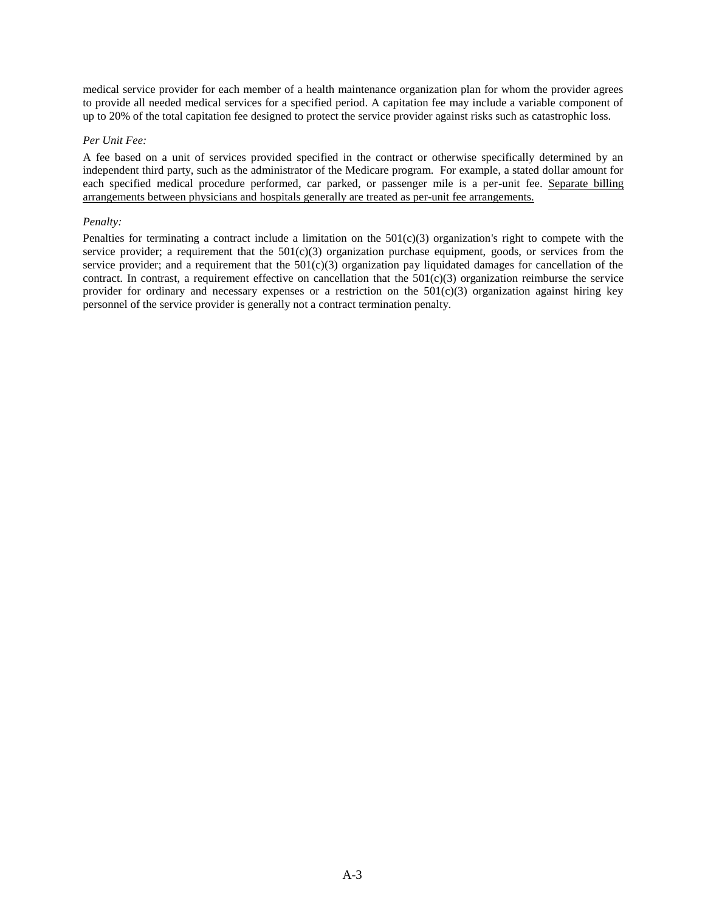medical service provider for each member of a health maintenance organization plan for whom the provider agrees to provide all needed medical services for a specified period. A capitation fee may include a variable component of up to 20% of the total capitation fee designed to protect the service provider against risks such as catastrophic loss.

*Per Unit Fee:*

A fee based on a unit of services provided specified in the contract or otherwise specifically determined by an independent third party, such as the administrator of the Medicare program. For example, a stated dollar amount for each specified medical procedure performed, car parked, or passenger mile is a per-unit fee. <u>Separate billing arrangements between physicians and hospitals generally are treated as per-unit fee arrangements.</u>

*Penalty:*

Penalties for terminating a contract include a limitation on the 501(c)(3) organization's right to compete with the service provider; a requirement that the 501(c)(3) organization purchase equipment, goods, or services from the service provider; and a requirement that the 501(c)(3) organization pay liquidated damages for cancellation of the contract. In contrast, a requirement effective on cancellation that the 501(c)(3) organization reimburse the service provider for ordinary and necessary expenses or a restriction on the 501(c)(3) organization against hiring key personnel of the service provider is generally not a contract termination penalty.